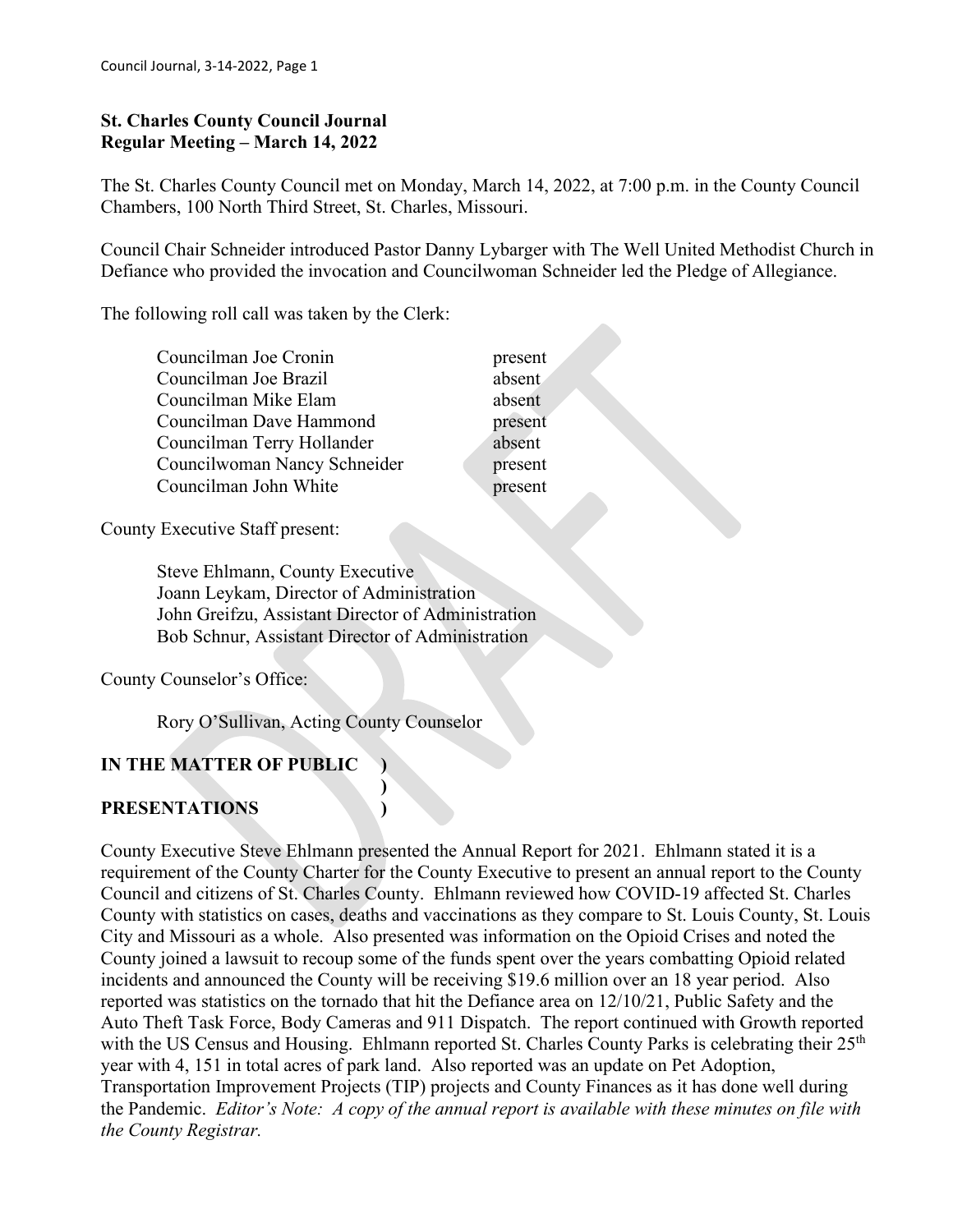**St. Charles County Council Journal**
**Regular Meeting – March 14, 2022**

The St. Charles County Council met on Monday, March 14, 2022, at 7:00 p.m. in the County Council Chambers, 100 North Third Street, St. Charles, Missouri.

Council Chair Schneider introduced Pastor Danny Lybarger with The Well United Methodist Church in Defiance who provided the invocation and Councilwoman Schneider led the Pledge of Allegiance.

The following roll call was taken by the Clerk:

| | |
|---|---|
| Councilman Joe Cronin | present |
| Councilman Joe Brazil | absent |
| Councilman Mike Elam | absent |
| Councilman Dave Hammond | present |
| Councilman Terry Hollander | absent |
| Councilwoman Nancy Schneider | present |
| Councilman John White | present |

County Executive Staff present:

Steve Ehlmann, County Executive
Joann Leykam, Director of Administration
John Greifzu, Assistant Director of Administration
Bob Schnur, Assistant Director of Administration

County Counselor's Office:

Rory O'Sullivan, Acting County Counselor

**IN THE MATTER OF PUBLIC )**
**)**
**PRESENTATIONS )**

County Executive Steve Ehlmann presented the Annual Report for 2021. Ehlmann stated it is a requirement of the County Charter for the County Executive to present an annual report to the County Council and citizens of St. Charles County. Ehlmann reviewed how COVID-19 affected St. Charles County with statistics on cases, deaths and vaccinations as they compare to St. Louis County, St. Louis City and Missouri as a whole. Also presented was information on the Opioid Crises and noted the County joined a lawsuit to recoup some of the funds spent over the years combatting Opioid related incidents and announced the County will be receiving $19.6 million over an 18 year period. Also reported was statistics on the tornado that hit the Defiance area on 12/10/21, Public Safety and the Auto Theft Task Force, Body Cameras and 911 Dispatch. The report continued with Growth reported with the US Census and Housing. Ehlmann reported St. Charles County Parks is celebrating their 25th year with 4, 151 in total acres of park land. Also reported was an update on Pet Adoption, Transportation Improvement Projects (TIP) projects and County Finances as it has done well during the Pandemic. *Editor's Note: A copy of the annual report is available with these minutes on file with the County Registrar.*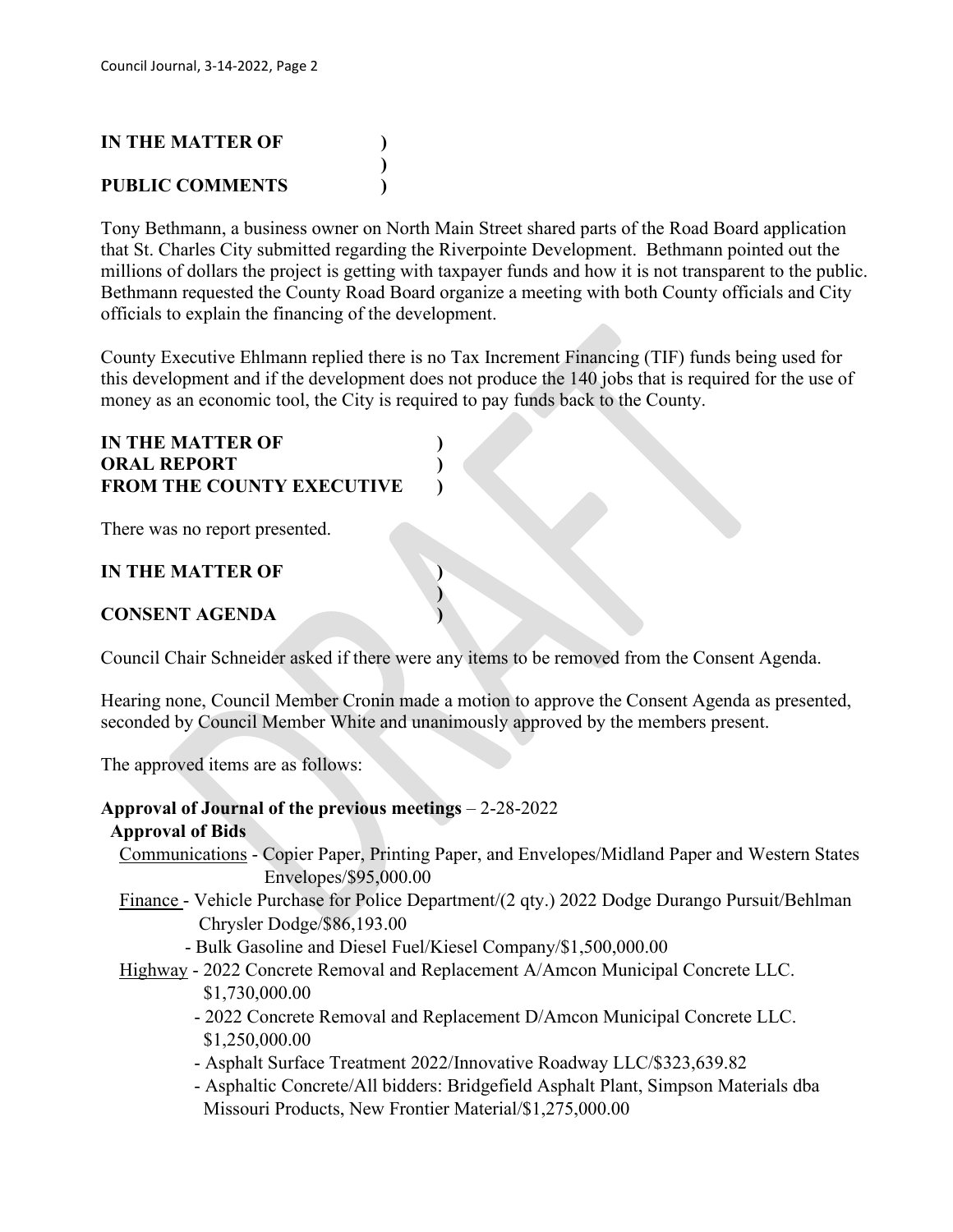**IN THE MATTER OF )**
**)**
**PUBLIC COMMENTS )**

Tony Bethmann, a business owner on North Main Street shared parts of the Road Board application that St. Charles City submitted regarding the Riverpointe Development. Bethmann pointed out the millions of dollars the project is getting with taxpayer funds and how it is not transparent to the public. Bethmann requested the County Road Board organize a meeting with both County officials and City officials to explain the financing of the development.

County Executive Ehlmann replied there is no Tax Increment Financing (TIF) funds being used for this development and if the development does not produce the 140 jobs that is required for the use of money as an economic tool, the City is required to pay funds back to the County.

**IN THE MATTER OF )**
**ORAL REPORT )**
**FROM THE COUNTY EXECUTIVE )**

There was no report presented.

**IN THE MATTER OF )**
**)**
**CONSENT AGENDA )**

Council Chair Schneider asked if there were any items to be removed from the Consent Agenda.

Hearing none, Council Member Cronin made a motion to approve the Consent Agenda as presented, seconded by Council Member White and unanimously approved by the members present.

The approved items are as follows:

**Approval of Journal of the previous meetings** – 2-28-2022

**Approval of Bids**

<u>Communications</u> - Copier Paper, Printing Paper, and Envelopes/Midland Paper and Western States Envelopes/$95,000.00

<u>Finance</u> - Vehicle Purchase for Police Department/(2 qty.) 2022 Dodge Durango Pursuit/Behlman Chrysler Dodge/$86,193.00
- Bulk Gasoline and Diesel Fuel/Kiesel Company/$1,500,000.00

<u>Highway</u> - 2022 Concrete Removal and Replacement A/Amcon Municipal Concrete LLC. $1,730,000.00
- 2022 Concrete Removal and Replacement D/Amcon Municipal Concrete LLC. $1,250,000.00
- Asphalt Surface Treatment 2022/Innovative Roadway LLC/$323,639.82
- Asphaltic Concrete/All bidders: Bridgefield Asphalt Plant, Simpson Materials dba Missouri Products, New Frontier Material/$1,275,000.00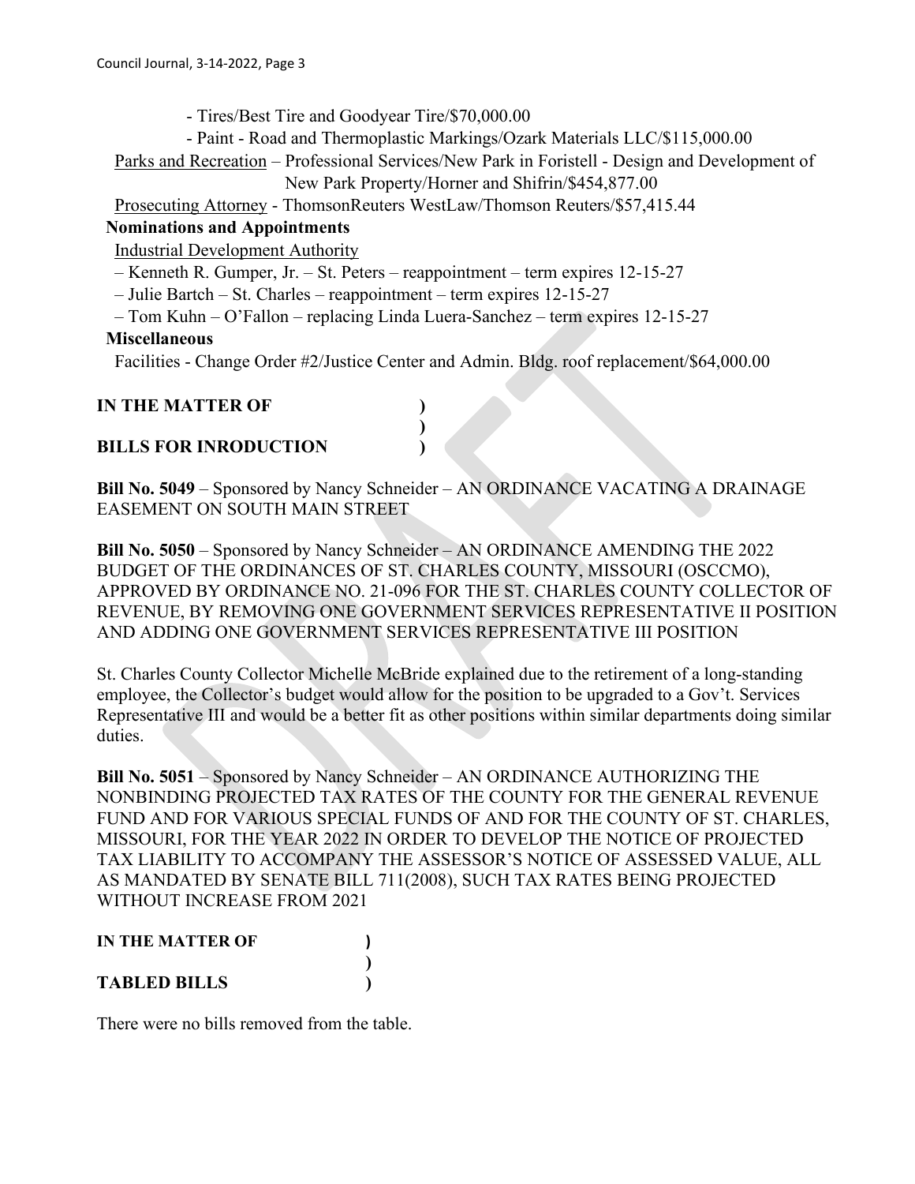- Tires/Best Tire and Goodyear Tire/$70,000.00
- Paint - Road and Thermoplastic Markings/Ozark Materials LLC/$115,000.00

Parks and Recreation – Professional Services/New Park in Foristell - Design and Development of New Park Property/Horner and Shifrin/$454,877.00

Prosecuting Attorney - ThomsonReuters WestLaw/Thomson Reuters/$57,415.44

**Nominations and Appointments**

Industrial Development Authority

– Kenneth R. Gumper, Jr. – St. Peters – reappointment – term expires 12-15-27

– Julie Bartch – St. Charles – reappointment – term expires 12-15-27

– Tom Kuhn – O'Fallon – replacing Linda Luera-Sanchez – term expires 12-15-27

**Miscellaneous**

Facilities - Change Order #2/Justice Center and Admin. Bldg. roof replacement/$64,000.00

**IN THE MATTER OF )**
**)**
**BILLS FOR INRODUCTION )**

**Bill No. 5049** – Sponsored by Nancy Schneider – AN ORDINANCE VACATING A DRAINAGE EASEMENT ON SOUTH MAIN STREET

**Bill No. 5050** – Sponsored by Nancy Schneider – AN ORDINANCE AMENDING THE 2022 BUDGET OF THE ORDINANCES OF ST. CHARLES COUNTY, MISSOURI (OSCCMO), APPROVED BY ORDINANCE NO. 21-096 FOR THE ST. CHARLES COUNTY COLLECTOR OF REVENUE, BY REMOVING ONE GOVERNMENT SERVICES REPRESENTATIVE II POSITION AND ADDING ONE GOVERNMENT SERVICES REPRESENTATIVE III POSITION

St. Charles County Collector Michelle McBride explained due to the retirement of a long-standing employee, the Collector's budget would allow for the position to be upgraded to a Gov't. Services Representative III and would be a better fit as other positions within similar departments doing similar duties.

**Bill No. 5051** – Sponsored by Nancy Schneider – AN ORDINANCE AUTHORIZING THE NONBINDING PROJECTED TAX RATES OF THE COUNTY FOR THE GENERAL REVENUE FUND AND FOR VARIOUS SPECIAL FUNDS OF AND FOR THE COUNTY OF ST. CHARLES, MISSOURI, FOR THE YEAR 2022 IN ORDER TO DEVELOP THE NOTICE OF PROJECTED TAX LIABILITY TO ACCOMPANY THE ASSESSOR'S NOTICE OF ASSESSED VALUE, ALL AS MANDATED BY SENATE BILL 711(2008), SUCH TAX RATES BEING PROJECTED WITHOUT INCREASE FROM 2021

**IN THE MATTER OF )**
**)**
**TABLED BILLS )**

There were no bills removed from the table.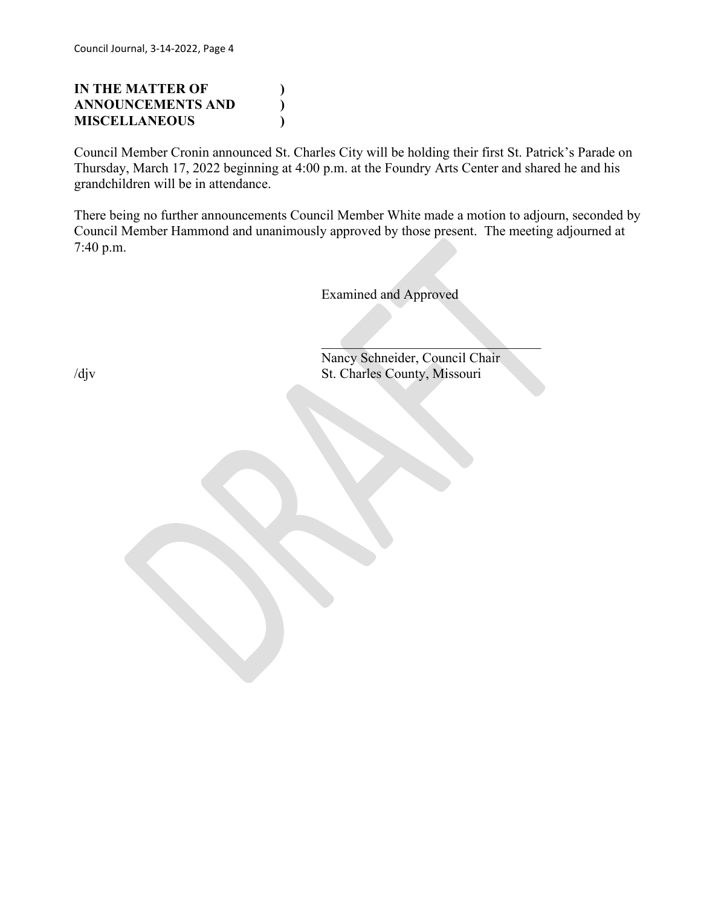**IN THE MATTER OF )**
**ANNOUNCEMENTS AND )**
**MISCELLANEOUS )**

Council Member Cronin announced St. Charles City will be holding their first St. Patrick's Parade on Thursday, March 17, 2022 beginning at 4:00 p.m. at the Foundry Arts Center and shared he and his grandchildren will be in attendance.

There being no further announcements Council Member White made a motion to adjourn, seconded by Council Member Hammond and unanimously approved by those present. The meeting adjourned at 7:40 p.m.

Examined and Approved

\_\_\_\_\_\_\_\_\_\_\_\_\_\_\_\_\_\_\_\_\_\_\_\_\_\_\_\_\_\_\_\_\_\_

Nancy Schneider, Council Chair
St. Charles County, Missouri

/djv

DRAFT